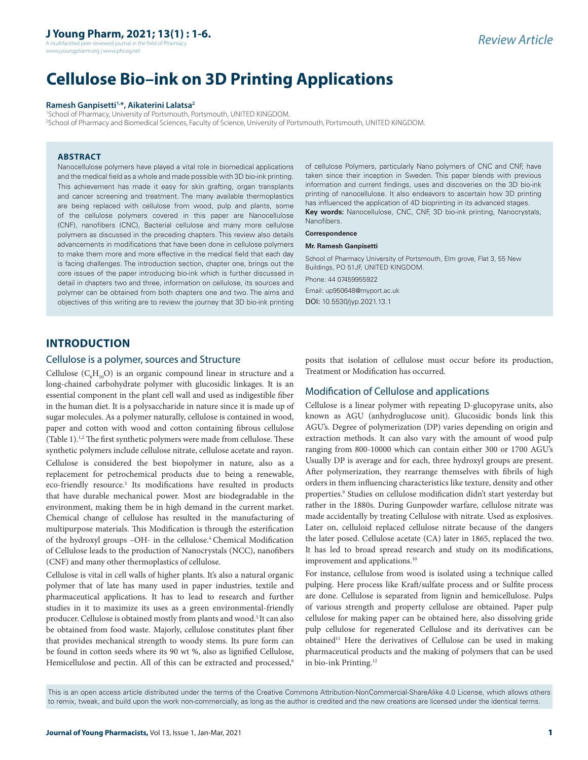# Cellulose Bio–ink on 3D Printing Applications

**Ramesh Ganpisetti[1,*], Aikaterini Lalatsa[2]**

[1]School of Pharmacy, University of Portsmouth, Portsmouth, UNITED KINGDOM.
[2]School of Pharmacy and Biomedical Sciences, Faculty of Science, University of Portsmouth, Portsmouth, UNITED KINGDOM.

## ABSTRACT

Nanocellulose polymers have played a vital role in biomedical applications and the medical field as a whole and made possible with 3D bio-ink printing. This achievement has made it easy for skin grafting, organ transplants and cancer screening and treatment. The many available thermoplastics are being replaced with cellulose from wood, pulp and plants, some of the cellulose polymers covered in this paper are Nanocellulose (CNF), nanofibers (CNC), Bacterial cellulose and many more cellulose polymers as discussed in the preceding chapters. This review also details advancements in modifications that have been done in cellulose polymers to make them more and more effective in the medical field that each day is facing challenges. The introduction section, chapter one, brings out the core issues of the paper introducing bio-ink which is further discussed in detail in chapters two and three, information on cellulose, its sources and polymer can be obtained from both chapters one and two. The aims and objectives of this writing are to review the journey that 3D bio-ink printing of cellulose Polymers, particularly Nano polymers of CNC and CNF, have taken since their inception in Sweden. This paper blends with previous information and current findings, uses and discoveries on the 3D bio-ink printing of nanocellulose. It also endeavors to ascertain how 3D printing has influenced the application of 4D bioprinting in its advanced stages.

**Key words:** Nanocellulose, CNC, CNF, 3D bio-ink printing, Nanocrystals, Nanofibers.

**Correspondence**

**Mr. Ramesh Ganpisetti**

School of Pharmacy University of Portsmouth, Elm grove, Flat 3, 55 New Buildings, PO 51JF, UNITED KINGDOM.

Phone: 44 07459955922

Email: up950648@myport.ac.uk

DOI: 10.5530/jyp.2021.13.1

## INTRODUCTION

### Cellulose is a polymer, sources and Structure

Cellulose ($C_6H_{10}O$) is an organic compound linear in structure and a long-chained carbohydrate polymer with glucosidic linkages. It is an essential component in the plant cell wall and used as indigestible fiber in the human diet. It is a polysaccharide in nature since it is made up of sugar molecules. As a polymer naturally, cellulose is contained in wood, paper and cotton with wood and cotton containing fibrous cellulose (Table 1).[1,2] The first synthetic polymers were made from cellulose. These synthetic polymers include cellulose nitrate, cellulose acetate and rayon.

Cellulose is considered the best biopolymer in nature, also as a replacement for petrochemical products due to being a renewable, eco-friendly resource.[3] Its modifications have resulted in products that have durable mechanical power. Most are biodegradable in the environment, making them be in high demand in the current market. Chemical change of cellulose has resulted in the manufacturing of multipurpose materials. This Modification is through the esterification of the hydroxyl groups –OH- in the cellulose.[4] Chemical Modification of Cellulose leads to the production of Nanocrystals (NCC), nanofibers (CNF) and many other thermoplastics of cellulose.

Cellulose is vital in cell walls of higher plants. It's also a natural organic polymer that of late has many used in paper industries, textile and pharmaceutical applications. It has to lead to research and further studies in it to maximize its uses as a green environmental-friendly producer. Cellulose is obtained mostly from plants and wood.[5] It can also be obtained from food waste. Majorly, cellulose constitutes plant fiber that provides mechanical strength to woody stems. Its pure form can be found in cotton seeds where its 90 wt %, also as lignified Cellulose, Hemicellulose and pectin. All of this can be extracted and processed,[6] posits that isolation of cellulose must occur before its production, Treatment or Modification has occurred.

### Modification of Cellulose and applications

Cellulose is a linear polymer with repeating D-glucopyrase units, also known as AGU (anhydroglucose unit). Glucosidic bonds link this AGU's. Degree of polymerization (DP) varies depending on origin and extraction methods. It can also vary with the amount of wood pulp ranging from 800-10000 which can contain either 300 or 1700 AGU's Usually DP is average and for each, three hydroxyl groups are present. After polymerization, they rearrange themselves with fibrils of high orders in them influencing characteristics like texture, density and other properties.[9] Studies on cellulose modification didn't start yesterday but rather in the 1880s. During Gunpowder warfare, cellulose nitrate was made accidentally by treating Cellulose with nitrate. Used as explosives. Later on, celluloid replaced cellulose nitrate because of the dangers the later posed. Cellulose acetate (CA) later in 1865, replaced the two. It has led to broad spread research and study on its modifications, improvement and applications.[10]

For instance, cellulose from wood is isolated using a technique called pulping. Here process like Kraft/sulfate process and or Sulfite process are done. Cellulose is separated from lignin and hemicellulose. Pulps of various strength and property cellulose are obtained. Paper pulp cellulose for making paper can be obtained here, also dissolving gride pulp cellulose for regenerated Cellulose and its derivatives can be obtained[11] Here the derivatives of Cellulose can be used in making pharmaceutical products and the making of polymers that can be used in bio-ink Printing.[12]

This is an open access article distributed under the terms of the Creative Commons Attribution-NonCommercial-ShareAlike 4.0 License, which allows others to remix, tweak, and build upon the work non-commercially, as long as the author is credited and the new creations are licensed under the identical terms.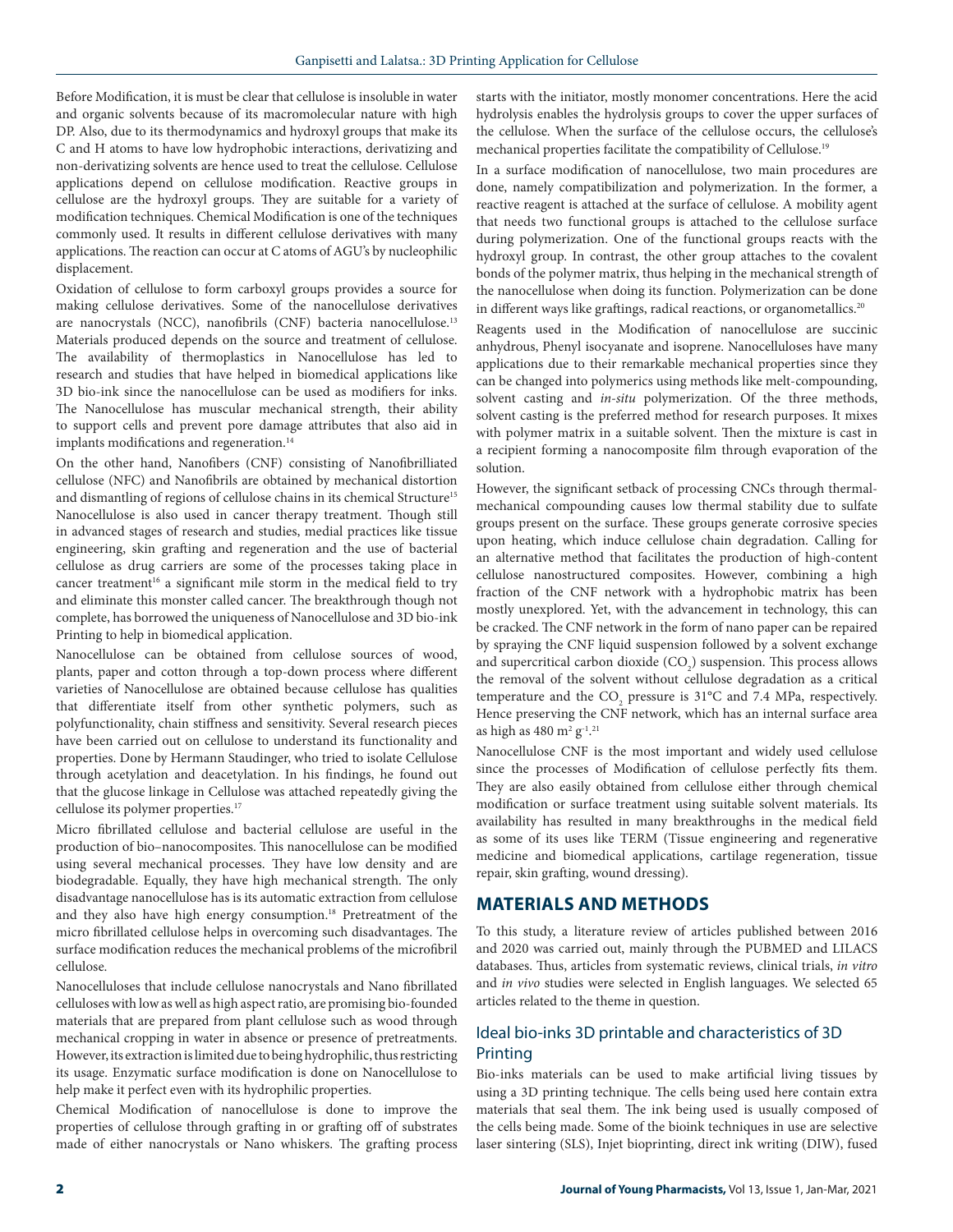Before Modification, it is must be clear that cellulose is insoluble in water and organic solvents because of its macromolecular nature with high DP. Also, due to its thermodynamics and hydroxyl groups that make its C and H atoms to have low hydrophobic interactions, derivatizing and non-derivatizing solvents are hence used to treat the cellulose. Cellulose applications depend on cellulose modification. Reactive groups in cellulose are the hydroxyl groups. They are suitable for a variety of modification techniques. Chemical Modification is one of the techniques commonly used. It results in different cellulose derivatives with many applications. The reaction can occur at C atoms of AGU's by nucleophilic displacement.

Oxidation of cellulose to form carboxyl groups provides a source for making cellulose derivatives. Some of the nanocellulose derivatives are nanocrystals (NCC), nanofibrils (CNF) bacteria nanocellulose.[13] Materials produced depends on the source and treatment of cellulose. The availability of thermoplastics in Nanocellulose has led to research and studies that have helped in biomedical applications like 3D bio-ink since the nanocellulose can be used as modifiers for inks. The Nanocellulose has muscular mechanical strength, their ability to support cells and prevent pore damage attributes that also aid in implants modifications and regeneration.[14]

On the other hand, Nanofibers (CNF) consisting of Nanofibrilliated cellulose (NFC) and Nanofibrils are obtained by mechanical distortion and dismantling of regions of cellulose chains in its chemical Structure[15] Nanocellulose is also used in cancer therapy treatment. Though still in advanced stages of research and studies, medial practices like tissue engineering, skin grafting and regeneration and the use of bacterial cellulose as drug carriers are some of the processes taking place in cancer treatment[16] a significant mile storm in the medical field to try and eliminate this monster called cancer. The breakthrough though not complete, has borrowed the uniqueness of Nanocellulose and 3D bio-ink Printing to help in biomedical application.

Nanocellulose can be obtained from cellulose sources of wood, plants, paper and cotton through a top-down process where different varieties of Nanocellulose are obtained because cellulose has qualities that differentiate itself from other synthetic polymers, such as polyfunctionality, chain stiffness and sensitivity. Several research pieces have been carried out on cellulose to understand its functionality and properties. Done by Hermann Staudinger, who tried to isolate Cellulose through acetylation and deacetylation. In his findings, he found out that the glucose linkage in Cellulose was attached repeatedly giving the cellulose its polymer properties.[17]

Micro fibrillated cellulose and bacterial cellulose are useful in the production of bio–nanocomposites. This nanocellulose can be modified using several mechanical processes. They have low density and are biodegradable. Equally, they have high mechanical strength. The only disadvantage nanocellulose has is its automatic extraction from cellulose and they also have high energy consumption.[18] Pretreatment of the micro fibrillated cellulose helps in overcoming such disadvantages. The surface modification reduces the mechanical problems of the microfibril cellulose.

Nanocelluloses that include cellulose nanocrystals and Nano fibrillated celluloses with low as well as high aspect ratio, are promising bio-founded materials that are prepared from plant cellulose such as wood through mechanical cropping in water in absence or presence of pretreatments. However, its extraction is limited due to being hydrophilic, thus restricting its usage. Enzymatic surface modification is done on Nanocellulose to help make it perfect even with its hydrophilic properties.

Chemical Modification of nanocellulose is done to improve the properties of cellulose through grafting in or grafting off of substrates made of either nanocrystals or Nano whiskers. The grafting process starts with the initiator, mostly monomer concentrations. Here the acid hydrolysis enables the hydrolysis groups to cover the upper surfaces of the cellulose. When the surface of the cellulose occurs, the cellulose's mechanical properties facilitate the compatibility of Cellulose.[19]

In a surface modification of nanocellulose, two main procedures are done, namely compatibilization and polymerization. In the former, a reactive reagent is attached at the surface of cellulose. A mobility agent that needs two functional groups is attached to the cellulose surface during polymerization. One of the functional groups reacts with the hydroxyl group. In contrast, the other group attaches to the covalent bonds of the polymer matrix, thus helping in the mechanical strength of the nanocellulose when doing its function. Polymerization can be done in different ways like graftings, radical reactions, or organometallics.[20]

Reagents used in the Modification of nanocellulose are succinic anhydrous, Phenyl isocyanate and isoprene. Nanocelluloses have many applications due to their remarkable mechanical properties since they can be changed into polymerics using methods like melt-compounding, solvent casting and *in-situ* polymerization. Of the three methods, solvent casting is the preferred method for research purposes. It mixes with polymer matrix in a suitable solvent. Then the mixture is cast in a recipient forming a nanocomposite film through evaporation of the solution.

However, the significant setback of processing CNCs through thermal-mechanical compounding causes low thermal stability due to sulfate groups present on the surface. These groups generate corrosive species upon heating, which induce cellulose chain degradation. Calling for an alternative method that facilitates the production of high-content cellulose nanostructured composites. However, combining a high fraction of the CNF network with a hydrophobic matrix has been mostly unexplored. Yet, with the advancement in technology, this can be cracked. The CNF network in the form of nano paper can be repaired by spraying the CNF liquid suspension followed by a solvent exchange and supercritical carbon dioxide ($CO_2$) suspension. This process allows the removal of the solvent without cellulose degradation as a critical temperature and the $CO_2$ pressure is 31°C and 7.4 MPa, respectively. Hence preserving the CNF network, which has an internal surface area as high as 480 $m^2 g^{-1}$.[21]

Nanocellulose CNF is the most important and widely used cellulose since the processes of Modification of cellulose perfectly fits them. They are also easily obtained from cellulose either through chemical modification or surface treatment using suitable solvent materials. Its availability has resulted in many breakthroughs in the medical field as some of its uses like TERM (Tissue engineering and regenerative medicine and biomedical applications, cartilage regeneration, tissue repair, skin grafting, wound dressing).

## MATERIALS AND METHODS

To this study, a literature review of articles published between 2016 and 2020 was carried out, mainly through the PUBMED and LILACS databases. Thus, articles from systematic reviews, clinical trials, *in vitro* and *in vivo* studies were selected in English languages. We selected 65 articles related to the theme in question.

### Ideal bio-inks 3D printable and characteristics of 3D Printing

Bio-inks materials can be used to make artificial living tissues by using a 3D printing technique. The cells being used here contain extra materials that seal them. The ink being used is usually composed of the cells being made. Some of the bioink techniques in use are selective laser sintering (SLS), Injet bioprinting, direct ink writing (DIW), fused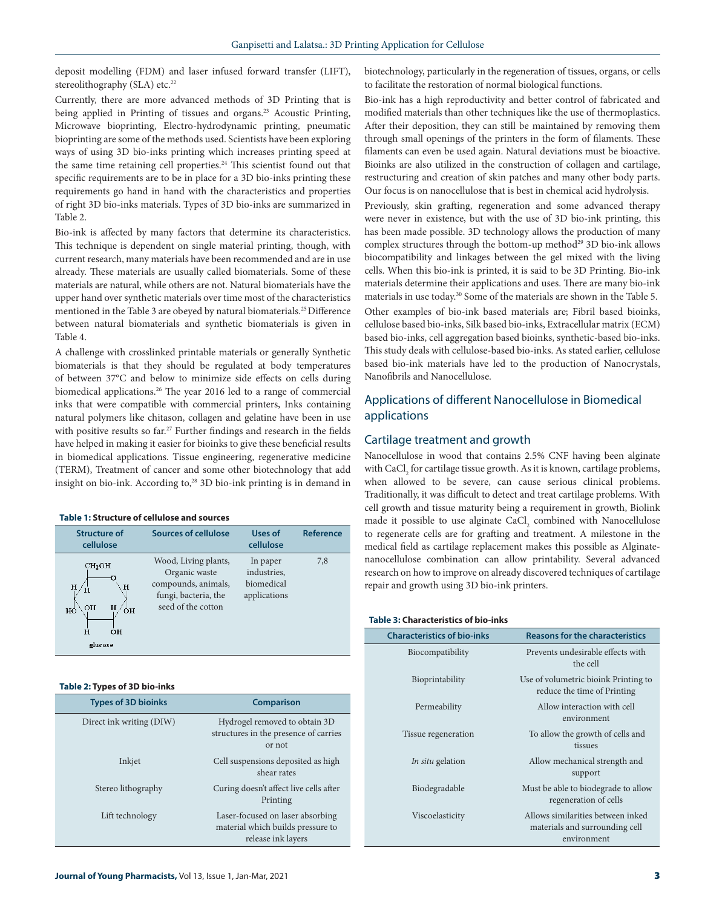deposit modelling (FDM) and laser infused forward transfer (LIFT), stereolithography (SLA) etc.[22]

Currently, there are more advanced methods of 3D Printing that is being applied in Printing of tissues and organs.[23] Acoustic Printing, Microwave bioprinting, Electro-hydrodynamic printing, pneumatic bioprinting are some of the methods used. Scientists have been exploring ways of using 3D bio-inks printing which increases printing speed at the same time retaining cell properties.[24] This scientist found out that specific requirements are to be in place for a 3D bio-inks printing these requirements go hand in hand with the characteristics and properties of right 3D bio-inks materials. Types of 3D bio-inks are summarized in Table 2.

Bio-ink is affected by many factors that determine its characteristics. This technique is dependent on single material printing, though, with current research, many materials have been recommended and are in use already. These materials are usually called biomaterials. Some of these materials are natural, while others are not. Natural biomaterials have the upper hand over synthetic materials over time most of the characteristics mentioned in the Table 3 are obeyed by natural biomaterials.[25] Difference between natural biomaterials and synthetic biomaterials is given in Table 4.

A challenge with crosslinked printable materials or generally Synthetic biomaterials is that they should be regulated at body temperatures of between 37°C and below to minimize side effects on cells during biomedical applications.[26] The year 2016 led to a range of commercial inks that were compatible with commercial printers, Inks containing natural polymers like chitason, collagen and gelatine have been in use with positive results so far.[27] Further findings and research in the fields have helped in making it easier for bioinks to give these beneficial results in biomedical applications. Tissue engineering, regenerative medicine (TERM), Treatment of cancer and some other biotechnology that add insight on bio-ink. According to,[28] 3D bio-ink printing is in demand in biotechnology, particularly in the regeneration of tissues, organs, or cells to facilitate the restoration of normal biological functions.

**Table 1: Structure of cellulose and sources**

| Structure of cellulose | Sources of cellulose | Uses of cellulose | Reference |
|---|---|---|---|
| (glucose structure: $CH_2OH$, H, OH, HO) glucose | Wood, Living plants, Organic waste compounds, animals, fungi, bacteria, the seed of the cotton | In paper industries, biomedical applications | 7,8 |

**Table 2: Types of 3D bio-inks**

| Types of 3D bioinks | Comparison |
|---|---|
| Direct ink writing (DIW) | Hydrogel removed to obtain 3D structures in the presence of carries or not |
| Inkjet | Cell suspensions deposited as high shear rates |
| Stereo lithography | Curing doesn't affect live cells after Printing |
| Lift technology | Laser-focused on laser absorbing material which builds pressure to release ink layers |

Bio-ink has a high reproductivity and better control of fabricated and modified materials than other techniques like the use of thermoplastics. After their deposition, they can still be maintained by removing them through small openings of the printers in the form of filaments. These filaments can even be used again. Natural deviations must be bioactive. Bioinks are also utilized in the construction of collagen and cartilage, restructuring and creation of skin patches and many other body parts. Our focus is on nanocellulose that is best in chemical acid hydrolysis.

Previously, skin grafting, regeneration and some advanced therapy were never in existence, but with the use of 3D bio-ink printing, this has been made possible. 3D technology allows the production of many complex structures through the bottom-up method[29] 3D bio-ink allows biocompatibility and linkages between the gel mixed with the living cells. When this bio-ink is printed, it is said to be 3D Printing. Bio-ink materials determine their applications and uses. There are many bio-ink materials in use today.[30] Some of the materials are shown in the Table 5.

Other examples of bio-ink based materials are; Fibril based bioinks, cellulose based bio-inks, Silk based bio-inks, Extracellular matrix (ECM) based bio-inks, cell aggregation based bioinks, synthetic-based bio-inks. This study deals with cellulose-based bio-inks. As stated earlier, cellulose based bio-ink materials have led to the production of Nanocrystals, Nanofibrils and Nanocellulose.

## Applications of different Nanocellulose in Biomedical applications

### Cartilage treatment and growth

Nanocellulose in wood that contains 2.5% CNF having been alginate with $CaCl_2$ for cartilage tissue growth. As it is known, cartilage problems, when allowed to be severe, can cause serious clinical problems. Traditionally, it was difficult to detect and treat cartilage problems. With cell growth and tissue maturity being a requirement in growth, Biolink made it possible to use alginate $CaCl_2$ combined with Nanocellulose to regenerate cells are for grafting and treatment. A milestone in the medical field as cartilage replacement makes this possible as Alginate-nanocellulose combination can allow printability. Several advanced research on how to improve on already discovered techniques of cartilage repair and growth using 3D bio-ink printers.

**Table 3: Characteristics of bio-inks**

| Characteristics of bio-inks | Reasons for the characteristics |
|---|---|
| Biocompatibility | Prevents undesirable effects with the cell |
| Bioprintability | Use of volumetric bioink Printing to reduce the time of Printing |
| Permeability | Allow interaction with cell environment |
| Tissue regeneration | To allow the growth of cells and tissues |
| *In situ* gelation | Allow mechanical strength and support |
| Biodegradable | Must be able to biodegrade to allow regeneration of cells |
| Viscoelasticity | Allows similarities between inked materials and surrounding cell environment |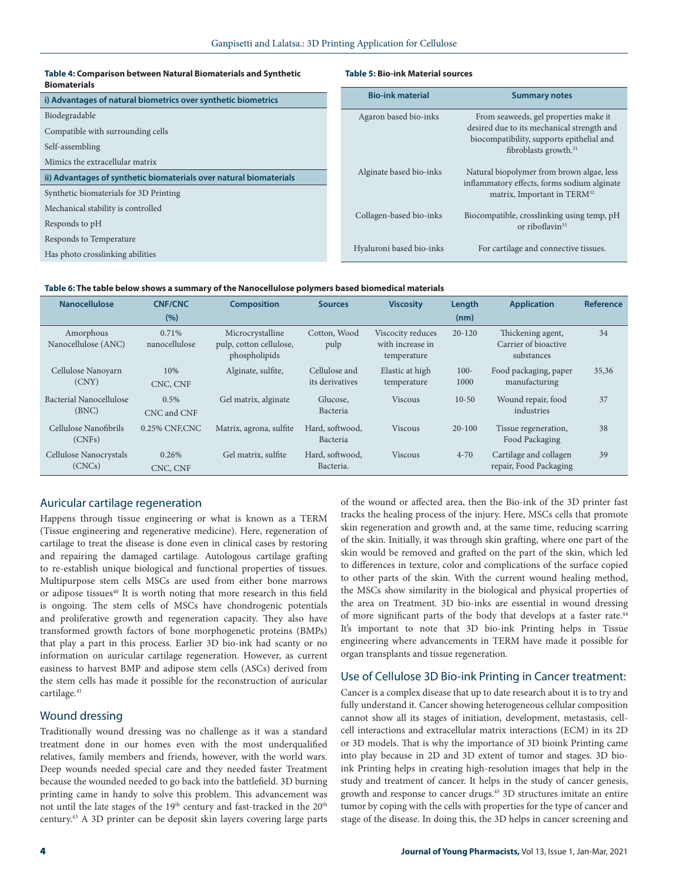**Table 4: Comparison between Natural Biomaterials and Synthetic Biomaterials**

| i) Advantages of natural biometrics over synthetic biometrics |
|---|
| Biodegradable |
| Compatible with surrounding cells |
| Self-assembling |
| Mimics the extracellular matrix |
| **ii) Advantages of synthetic biomaterials over natural biomaterials** |
| Synthetic biomaterials for 3D Printing |
| Mechanical stability is controlled |
| Responds to pH |
| Responds to Temperature |
| Has photo crosslinking abilities |

**Table 5: Bio-ink Material sources**

| Bio-ink material | Summary notes |
|---|---|
| Agaron based bio-inks | From seaweeds, gel properties make it desired due to its mechanical strength and biocompatibility, supports epithelial and fibroblasts growth.[31] |
| Alginate based bio-inks | Natural biopolymer from brown algae, less inflammatory effects, forms sodium alginate matrix, Important in TERM[32] |
| Collagen-based bio-inks | Biocompatible, crosslinking using temp, pH or riboflavin[33] |
| Hyaluroni based bio-inks | For cartilage and connective tissues. |

**Table 6: The table below shows a summary of the Nanocellulose polymers based biomedical materials**

| Nanocellulose | CNF/CNC (%) | Composition | Sources | Viscosity | Length (nm) | Application | Reference |
|---|---|---|---|---|---|---|---|
| Amorphous Nanocellulose (ANC) | 0.71% nanocellulose | Microcrystalline pulp, cotton cellulose, phospholipids | Cotton, Wood pulp | Viscocity reduces with increase in temperature | 20-120 | Thickening agent, Carrier of bioactive substances | 34 |
| Cellulose Nanoyarn (CNY) | 10% CNC, CNF | Alginate, sulfite, | Cellulose and its derivatives | Elastic at high temperature | 100-1000 | Food packaging, paper manufacturing | 35,36 |
| Bacterial Nanocellulose (BNC) | 0.5% CNC and CNF | Gel matrix, alginate | Glucose, Bacteria | Viscous | 10-50 | Wound repair, food industries | 37 |
| Cellulose Nanofibrils (CNFs) | 0.25% CNF,CNC | Matrix, agrona, sulfite | Hard, softwood, Bacteria | Viscous | 20-100 | Tissue regeneration, Food Packaging | 38 |
| Cellulose Nanocrystals (CNCs) | 0.26% CNC, CNF | Gel matrix, sulfite | Hard, softwood, Bacteria. | Viscous | 4-70 | Cartilage and collagen repair, Food Packaging | 39 |

## Auricular cartilage regeneration

Happens through tissue engineering or what is known as a TERM (Tissue engineering and regenerative medicine). Here, regeneration of cartilage to treat the disease is done even in clinical cases by restoring and repairing the damaged cartilage. Autologous cartilage grafting to re-establish unique biological and functional properties of tissues. Multipurpose stem cells MSCs are used from either bone marrows or adipose tissues[40] It is worth noting that more research in this field is ongoing. The stem cells of MSCs have chondrogenic potentials and proliferative growth and regeneration capacity. They also have transformed growth factors of bone morphogenetic proteins (BMPs) that play a part in this process. Earlier 3D bio-ink had scanty or no information on auricular cartilage regeneration. However, as current easiness to harvest BMP and adipose stem cells (ASCs) derived from the stem cells has made it possible for the reconstruction of auricular cartilage.[41]

## Wound dressing

Traditionally wound dressing was no challenge as it was a standard treatment done in our homes even with the most underqualified relatives, family members and friends, however, with the world wars. Deep wounds needed special care and they needed faster Treatment because the wounded needed to go back into the battlefield. 3D burning printing came in handy to solve this problem. This advancement was not until the late stages of the 19th century and fast-tracked in the 20th century.[43] A 3D printer can be deposit skin layers covering large parts of the wound or affected area, then the Bio-ink of the 3D printer fast tracks the healing process of the injury. Here, MSCs cells that promote skin regeneration and growth and, at the same time, reducing scarring of the skin. Initially, it was through skin grafting, where one part of the skin would be removed and grafted on the part of the skin, which led to differences in texture, color and complications of the surface copied to other parts of the skin. With the current wound healing method, the MSCs show similarity in the biological and physical properties of the area on Treatment. 3D bio-inks are essential in wound dressing of more significant parts of the body that develops at a faster rate.[44] It's important to note that 3D bio-ink Printing helps in Tissue engineering where advancements in TERM have made it possible for organ transplants and tissue regeneration.

## Use of Cellulose 3D Bio-ink Printing in Cancer treatment:

Cancer is a complex disease that up to date research about it is to try and fully understand it. Cancer showing heterogeneous cellular composition cannot show all its stages of initiation, development, metastasis, cell-cell interactions and extracellular matrix interactions (ECM) in its 2D or 3D models. That is why the importance of 3D bioink Printing came into play because in 2D and 3D extent of tumor and stages. 3D bio-ink Printing helps in creating high-resolution images that help in the study and treatment of cancer. It helps in the study of cancer genesis, growth and response to cancer drugs.[45] 3D structures imitate an entire tumor by coping with the cells with properties for the type of cancer and stage of the disease. In doing this, the 3D helps in cancer screening and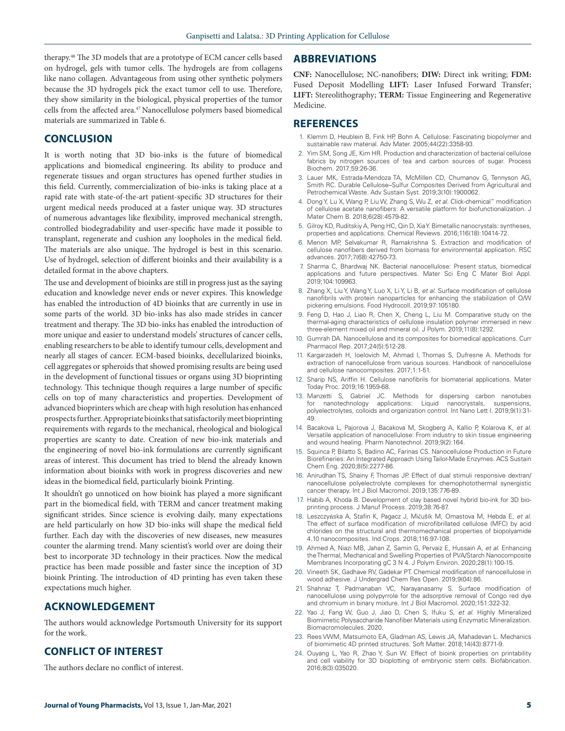therapy.[46] The 3D models that are a prototype of ECM cancer cells based on hydrogel, gels with tumor cells. The hydrogels are from collagens like nano collagen. Advantageous from using other synthetic polymers because the 3D hydrogels pick the exact tumor cell to use. Therefore, they show similarity in the biological, physical properties of the tumor cells from the affected area.[47] Nanocellulose polymers based biomedical materials are summarized in Table 6.

## CONCLUSION

It is worth noting that 3D bio-inks is the future of biomedical applications and biomedical engineering. Its ability to produce and regenerate tissues and organ structures has opened further studies in this field. Currently, commercialization of bio-inks is taking place at a rapid rate with state-of-the-art patient-specific 3D structures for their urgent medical needs produced at a faster unique way. 3D structures of numerous advantages like flexibility, improved mechanical strength, controlled biodegradability and user-specific have made it possible to transplant, regenerate and cushion any loopholes in the medical field. The materials are also unique. The hydrogel is best in this scenario. Use of hydrogel, selection of different bioinks and their availability is a detailed format in the above chapters.

The use and development of bioinks are still in progress just as the saying education and knowledge never ends or never expires. This knowledge has enabled the introduction of 4D bioinks that are currently in use in some parts of the world. 3D bio-inks has also made strides in cancer treatment and therapy. The 3D bio-inks has enabled the introduction of more unique and easier to understand models' structures of cancer cells, enabling researchers to be able to identify tumour cells, development and nearly all stages of cancer. ECM-based bioinks, decellularized bioinks, cell aggregates or spheroids that showed promising results are being used in the development of functional tissues or organs using 3D bioprinting technology. This technique though requires a large number of specific cells on top of many characteristics and properties. Development of advanced bioprinters which are cheap with high resolution has enhanced prospects further. Appropriate bioinks that satisfactorily meet bioprinting requirements with regards to the mechanical, rheological and biological properties are scanty to date. Creation of new bio-ink materials and the engineering of novel bio-ink formulations are currently significant areas of interest. This document has tried to blend the already known information about bioinks with work in progress discoveries and new ideas in the biomedical field, particularly bioink Printing.

It shouldn't go unnoticed on how bioink has played a more significant part in the biomedical field, with TERM and cancer treatment making significant strides. Since science is evolving daily, many expectations are held particularly on how 3D bio-inks will shape the medical field further. Each day with the discoveries of new diseases, new measures counter the alarming trend. Many scientist's world over are doing their best to incorporate 3D technology in their practices. Now the medical practice has been made possible and faster since the inception of 3D bioink Printing. The introduction of 4D printing has even taken these expectations much higher.

## ACKNOWLEDGEMENT

The authors would acknowledge Portsmouth University for its support for the work.

## CONFLICT OF INTEREST

The authors declare no conflict of interest.

## ABBREVIATIONS

**CNF:** Nanocellulose; NC-nanofibers; **DIW:** Direct ink writing; **FDM:** Fused Deposit Modelling **LIFT:** Laser Infused Forward Transfer; **LIFT:** Stereolithography; **TERM:** Tissue Engineering and Regenerative Medicine.

## REFERENCES

1. Klemm D, Heublein B, Fink HP, Bohn A. Cellulose: Fascinating biopolymer and sustainable raw material. Adv Mater. 2005;44(22):3358-93.
2. Yim SM, Song JE, Kim HR. Production and characterization of bacterial cellulose fabrics by nitrogen sources of tea and carbon sources of sugar. Process Biochem. 2017;59:26-36.
3. Lauer MK, Estrada-Mendoza TA, McMillen CD, Chumanov G, Tennyson AG, Smith RC. Durable Cellulose–Sulfur Composites Derived from Agricultural and Petrochemical Waste. Adv Sustain Syst. 2019;3(10):1900062.
4. Dong Y, Lu X, Wang P, Liu W, Zhang S, Wu Z, *et al.* Click-chemical" modification of cellulose acetate nanofibers: A versatile platform for biofunctionalization. J Mater Chem B. 2018;6(28):4579-82.
5. Gilroy KD, Ruditskiy A, Peng HC, Qin D, Xia Y. Bimetallic nanocrystals: syntheses, properties and applications. Chemical Reviews. 2016;116(18):10414-72.
6. Menon MP, Selvakumar R, Ramakrishna S. Extraction and modification of cellulose nanofibers derived from biomass for environmental application. RSC advances. 2017;7(68):42750-73.
7. Sharma C, Bhardwaj NK. Bacterial nanocellulose: Present status, biomedical applications and future perspectives. Mater Sci Eng C Mater Biol Appl. 2019;104:109963.
8. Zhang X, Liu Y, Wang Y, Luo X, Li Y, Li B, *et al.* Surface modification of cellulose nanofibrils with protein nanoparticles for enhancing the stabilization of O/W pickering emulsions. Food Hydrocoll. 2019;97:105180.
9. Feng D, Hao J, Liao R, Chen X, Cheng L, Liu M. Comparative study on the thermal-aging characteristics of cellulose insulation polymer immersed in new three-element mixed oil and mineral oil. J Polym. 2019;11(8):1292.
10. Gumrah DA. Nanocellulose and its composites for biomedical applications. Curr Pharmacol Rep. 2017;24(5):512-28.
11. Kargarzadeh H, Ioelovich M, Ahmad I, Thomas S, Dufresne A. Methods for extraction of nanocellulose from various sources. Handbook of nanocellulose and cellulose nanocomposites. 2017;1:1-51.
12. Sharip NS, Ariffin H. Cellulose nanofibrils for biomaterial applications. Mater Today Proc. 2019;16:1959-68.
13. Manzetti S, Gabriel JC. Methods for dispersing carbon nanotubes for nanotechnology applications: Liquid nanocrystals, suspensions, polyelectrolytes, colloids and organization control. Int Nano Lett I. 2019;9(1):31-49.
14. Bacakova L, Pajorova J, Bacakova M, Skogberg A, Kallio P, Kolarova K, *et al.* Versatile application of nanocellulose: From industry to skin tissue engineering and wound healing. Pharm Nanotechnol. 2019;9(2):164.
15. Squinca P, Bilatto S, Badino AC, Farinas CS. Nanocellulose Production in Future Biorefineries: An Integrated Approach Using Tailor-Made Enzymes. ACS Sustain Chem Eng. 2020;8(5):2277-86.
16. Anirudhan TS, Shainy F, Thomas JP. Effect of dual stimuli responsive dextran/nanocellulose polyelectrolyte complexes for chemophotothermal synergistic cancer therapy. Int J Biol Macromol. 2019;135:776-89.
17. Habib A, Khoda B. Development of clay based novel hybrid bio-ink for 3D bio-printing process. J Manuf Process. 2019;38:76-87.
18. Leszczyńska A, Stafin K, Pagacz J, Mičušík M, Omastova M, Hebda E, *et al.* The effect of surface modification of microfibrillated cellulose (MFC) by acid chlorides on the structural and thermomechanical properties of biopolyamide 4.10 nanocomposites. Ind Crops. 2018;116:97-108.
19. Ahmed A, Niazi MB, Jahan Z, Samin G, Pervaiz E, Hussain A, *et al.* Enhancing the Thermal, Mechanical and Swelling Properties of PVA/Starch Nanocomposite Membranes Incorporating gC 3 N 4. J Polym Environ. 2020;28(1):100-15.
20. Vineeth SK, Gadhave RV, Gadekar PT. Chemical modification of nanocellulose in wood adhesive. J Undergrad Chem Res Open. 2019;9(04):86.
21. Shahnaz T, Padmanaban VC, Narayanasamy S. Surface modification of nanocellulose using polypyrrole for the adsorptive removal of Congo red dye and chromium in binary mixture. Int J Biol Macromol. 2020;151:322-32.
22. Yao J, Fang W, Guo J, Jiao D, Chen S, Ifuku S, *et al.* Highly Mineralized Biomimetic Polysaccharide Nanofiber Materials using Enzymatic Mineralization. Biomacromolecules. 2020.
23. Rees WM, Matsumoto EA, Gladman AS, Lewis JA, Mahadevan L. Mechanics of biomimetic 4D printed structures. Soft Matter. 2018;14(43):8771-9.
24. Ouyang L, Yao R, Zhao Y, Sun W. Effect of bioink properties on printability and cell viability for 3D bioplotting of embryonic stem cells. Biofabrication. 2016;8(3):035020.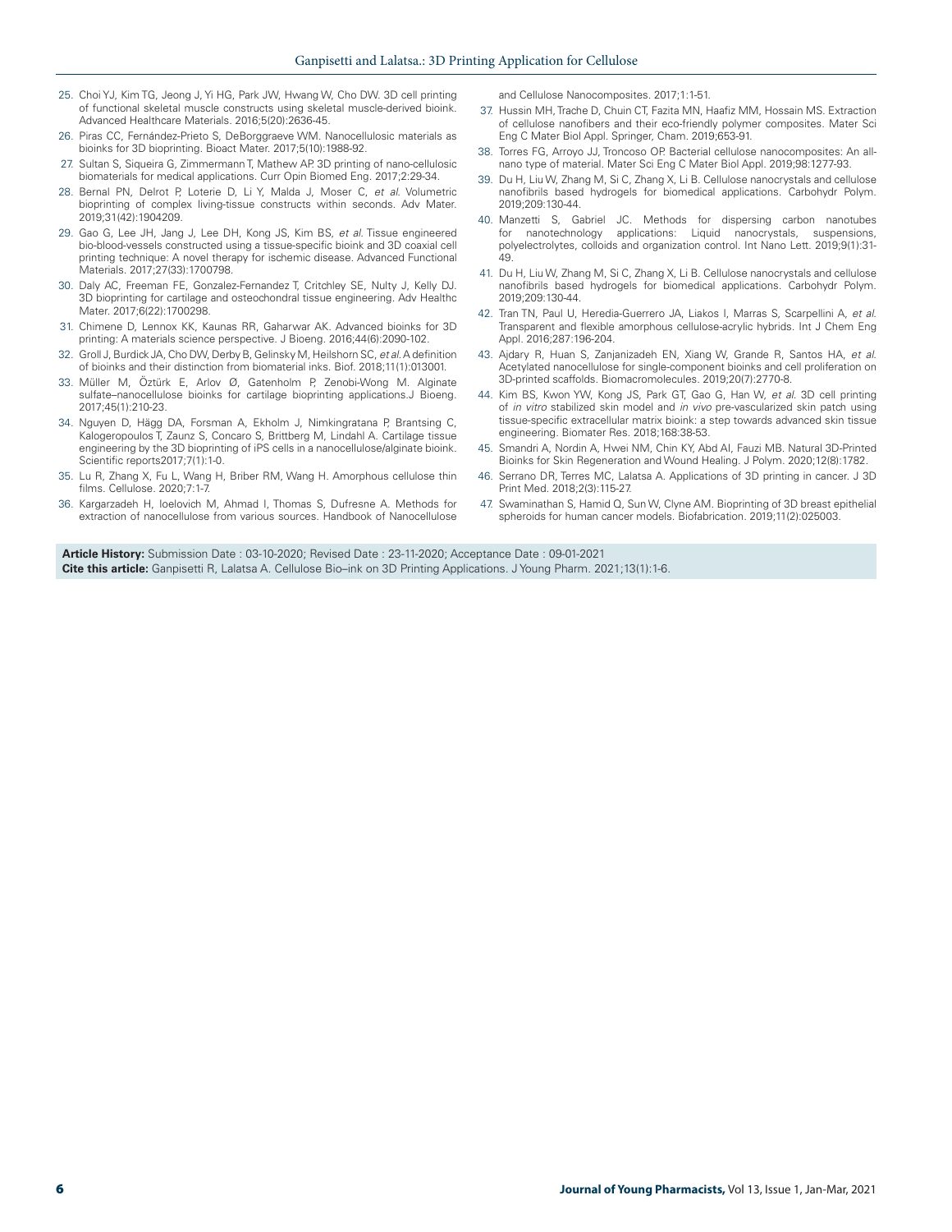25. Choi YJ, Kim TG, Jeong J, Yi HG, Park JW, Hwang W, Cho DW. 3D cell printing of functional skeletal muscle constructs using skeletal muscle-derived bioink. Advanced Healthcare Materials. 2016;5(20):2636-45.
26. Piras CC, Fernández-Prieto S, DeBorggraeve WM. Nanocellulosic materials as bioinks for 3D bioprinting. Bioact Mater. 2017;5(10):1988-92.
27. Sultan S, Siqueira G, Zimmermann T, Mathew AP. 3D printing of nano-cellulosic biomaterials for medical applications. Curr Opin Biomed Eng. 2017;2:29-34.
28. Bernal PN, Delrot P, Loterie D, Li Y, Malda J, Moser C, *et al.* Volumetric bioprinting of complex living-tissue constructs within seconds. Adv Mater. 2019;31(42):1904209.
29. Gao G, Lee JH, Jang J, Lee DH, Kong JS, Kim BS, *et al.* Tissue engineered bio-blood-vessels constructed using a tissue-specific bioink and 3D coaxial cell printing technique: A novel therapy for ischemic disease. Advanced Functional Materials. 2017;27(33):1700798.
30. Daly AC, Freeman FE, Gonzalez-Fernandez T, Critchley SE, Nulty J, Kelly DJ. 3D bioprinting for cartilage and osteochondral tissue engineering. Adv Healthc Mater. 2017;6(22):1700298.
31. Chimene D, Lennox KK, Kaunas RR, Gaharwar AK. Advanced bioinks for 3D printing: A materials science perspective. J Bioeng. 2016;44(6):2090-102.
32. Groll J, Burdick JA, Cho DW, Derby B, Gelinsky M, Heilshorn SC, *et al.* A definition of bioinks and their distinction from biomaterial inks. Biof. 2018;11(1):013001.
33. Müller M, Öztürk E, Arlov Ø, Gatenholm P, Zenobi-Wong M. Alginate sulfate–nanocellulose bioinks for cartilage bioprinting applications.J Bioeng. 2017;45(1):210-23.
34. Nguyen D, Hägg DA, Forsman A, Ekholm J, Nimkingratana P, Brantsing C, Kalogeropoulos T, Zaunz S, Concaro S, Brittberg M, Lindahl A. Cartilage tissue engineering by the 3D bioprinting of iPS cells in a nanocellulose/alginate bioink. Scientific reports2017;7(1):1-0.
35. Lu R, Zhang X, Fu L, Wang H, Briber RM, Wang H. Amorphous cellulose thin films. Cellulose. 2020;7:1-7.
36. Kargarzadeh H, Ioelovich M, Ahmad I, Thomas S, Dufresne A. Methods for extraction of nanocellulose from various sources. Handbook of Nanocellulose and Cellulose Nanocomposites. 2017;1:1-51.
37. Hussin MH, Trache D, Chuin CT, Fazita MN, Haafiz MM, Hossain MS. Extraction of cellulose nanofibers and their eco-friendly polymer composites. Mater Sci Eng C Mater Biol Appl. Springer, Cham. 2019;653-91.
38. Torres FG, Arroyo JJ, Troncoso OP. Bacterial cellulose nanocomposites: An all-nano type of material. Mater Sci Eng C Mater Biol Appl. 2019;98:1277-93.
39. Du H, Liu W, Zhang M, Si C, Zhang X, Li B. Cellulose nanocrystals and cellulose nanofibrils based hydrogels for biomedical applications. Carbohydr Polym. 2019;209:130-44.
40. Manzetti S, Gabriel JC. Methods for dispersing carbon nanotubes for nanotechnology applications: Liquid nanocrystals, suspensions, polyelectrolytes, colloids and organization control. Int Nano Lett. 2019;9(1):31-49.
41. Du H, Liu W, Zhang M, Si C, Zhang X, Li B. Cellulose nanocrystals and cellulose nanofibrils based hydrogels for biomedical applications. Carbohydr Polym. 2019;209:130-44.
42. Tran TN, Paul U, Heredia-Guerrero JA, Liakos I, Marras S, Scarpellini A, *et al.* Transparent and flexible amorphous cellulose-acrylic hybrids. Int J Chem Eng Appl. 2016;287:196-204.
43. Ajdary R, Huan S, Zanjanizadeh EN, Xiang W, Grande R, Santos HA, *et al.* Acetylated nanocellulose for single-component bioinks and cell proliferation on 3D-printed scaffolds. Biomacromolecules. 2019;20(7):2770-8.
44. Kim BS, Kwon YW, Kong JS, Park GT, Gao G, Han W, *et al.* 3D cell printing of *in vitro* stabilized skin model and *in vivo* pre-vascularized skin patch using tissue-specific extracellular matrix bioink: a step towards advanced skin tissue engineering. Biomater Res. 2018;168:38-53.
45. Smandri A, Nordin A, Hwei NM, Chin KY, Abd AI, Fauzi MB. Natural 3D-Printed Bioinks for Skin Regeneration and Wound Healing. J Polym. 2020;12(8):1782.
46. Serrano DR, Terres MC, Lalatsa A. Applications of 3D printing in cancer. J 3D Print Med. 2018;2(3):115-27.
47. Swaminathan S, Hamid Q, Sun W, Clyne AM. Bioprinting of 3D breast epithelial spheroids for human cancer models. Biofabrication. 2019;11(2):025003.

**Article History:** Submission Date : 03-10-2020; Revised Date : 23-11-2020; Acceptance Date : 09-01-2021
**Cite this article:** Ganpisetti R, Lalatsa A. Cellulose Bio–ink on 3D Printing Applications. J Young Pharm. 2021;13(1):1-6.